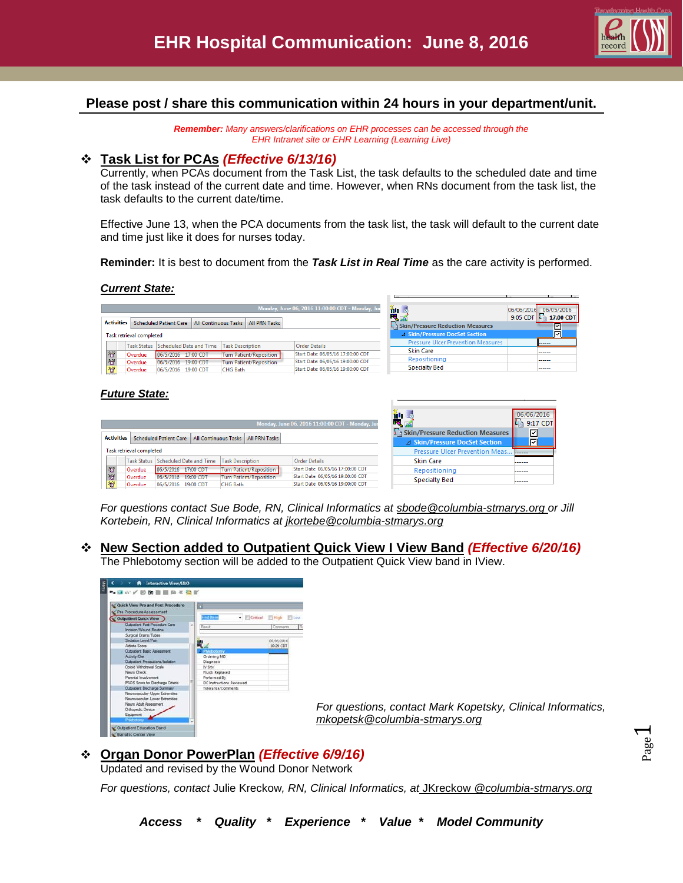# EHR Hospital Communication: June 8, 2016

**Please post / share this communication within 24 hours in your department/unit.**

***Remember:*** *Many answers/clarifications on EHR processes can be accessed through the EHR Intranet site or EHR Learning (Learning Live)*

## ❖ Task List for PCAs *(Effective 6/13/16)*

Currently, when PCAs document from the Task List, the task defaults to the scheduled date and time of the task instead of the current date and time. However, when RNs document from the task list, the task defaults to the current date/time.

Effective June 13, when the PCA documents from the task list, the task will default to the current date and time just like it does for nurses today.

**Reminder:** It is best to document from the ***Task List in Real Time*** as the care activity is performed.

***Current State:***

***Future State:***

*For questions contact Sue Bode, RN, Clinical Informatics at sbode@columbia-stmarys.org or Jill Kortebein, RN, Clinical Informatics at jkortebe@columbia-stmarys.org*

## ❖ New Section added to Outpatient Quick View I View Band *(Effective 6/20/16)*

The Phlebotomy section will be added to the Outpatient Quick View band in IView.

*For questions, contact Mark Kopetsky, Clinical Informatics, mkopetsk@columbia-stmarys.org*

## ❖ Organ Donor PowerPlan *(Effective 6/9/16)*

Updated and revised by the Wound Donor Network

*For questions, contact* Julie Kreckow, *RN, Clinical Informatics, at* JKreckow @columbia-stmarys.org

***Access \* Quality \* Experience \* Value \* Model Community***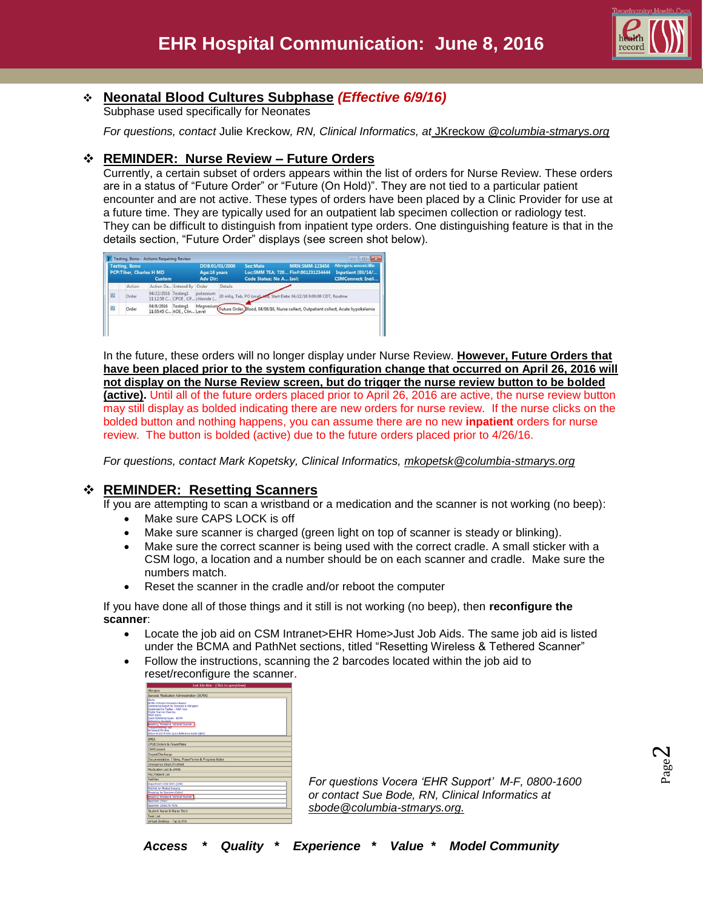# EHR Hospital Communication: June 8, 2016

## Neonatal Blood Cultures Subphase *(Effective 6/9/16)*

Subphase used specifically for Neonates

*For questions, contact* Julie Kreckow, *RN, Clinical Informatics, at* JKreckow *@columbia-stmarys.org*

## REMINDER: Nurse Review – Future Orders

Currently, a certain subset of orders appears within the list of orders for Nurse Review. These orders are in a status of “Future Order” or “Future (On Hold)”. They are not tied to a particular patient encounter and are not active. These types of orders have been placed by a Clinic Provider for use at a future time. They are typically used for an outpatient lab specimen collection or radiology test. They can be difficult to distinguish from inpatient type orders. One distinguishing feature is that in the details section, “Future Order” displays (see screen shot below).

In the future, these orders will no longer display under Nurse Review. **However, Future Orders that have been placed prior to the system configuration change that occurred on April 26, 2016 will not display on the Nurse Review screen, but do trigger the nurse review button to be bolded (active).** Until all of the future orders placed prior to April 26, 2016 are active, the nurse review button may still display as bolded indicating there are new orders for nurse review. If the nurse clicks on the bolded button and nothing happens, you can assume there are no new **inpatient** orders for nurse review. The button is bolded (active) due to the future orders placed prior to 4/26/16.

*For questions, contact Mark Kopetsky, Clinical Informatics, mkopetsk@columbia-stmarys.org*

## REMINDER: Resetting Scanners

If you are attempting to scan a wristband or a medication and the scanner is not working (no beep):

- Make sure CAPS LOCK is off
- Make sure scanner is charged (green light on top of scanner is steady or blinking).
- Make sure the correct scanner is being used with the correct cradle. A small sticker with a CSM logo, a location and a number should be on each scanner and cradle. Make sure the numbers match.
- Reset the scanner in the cradle and/or reboot the computer

If you have done all of those things and it still is not working (no beep), then **reconfigure the scanner**:

- Locate the job aid on CSM Intranet>EHR Home>Just Job Aids. The same job aid is listed under the BCMA and PathNet sections, titled “Resetting Wireless & Tethered Scanner”
- Follow the instructions, scanning the 2 barcodes located within the job aid to reset/reconfigure the scanner.

*For questions Vocera ‘EHR Support’ M-F, 0800-1600 or contact Sue Bode, RN, Clinical Informatics at sbode@columbia-stmarys.org.*

***Access * Quality * Experience * Value * Model Community***